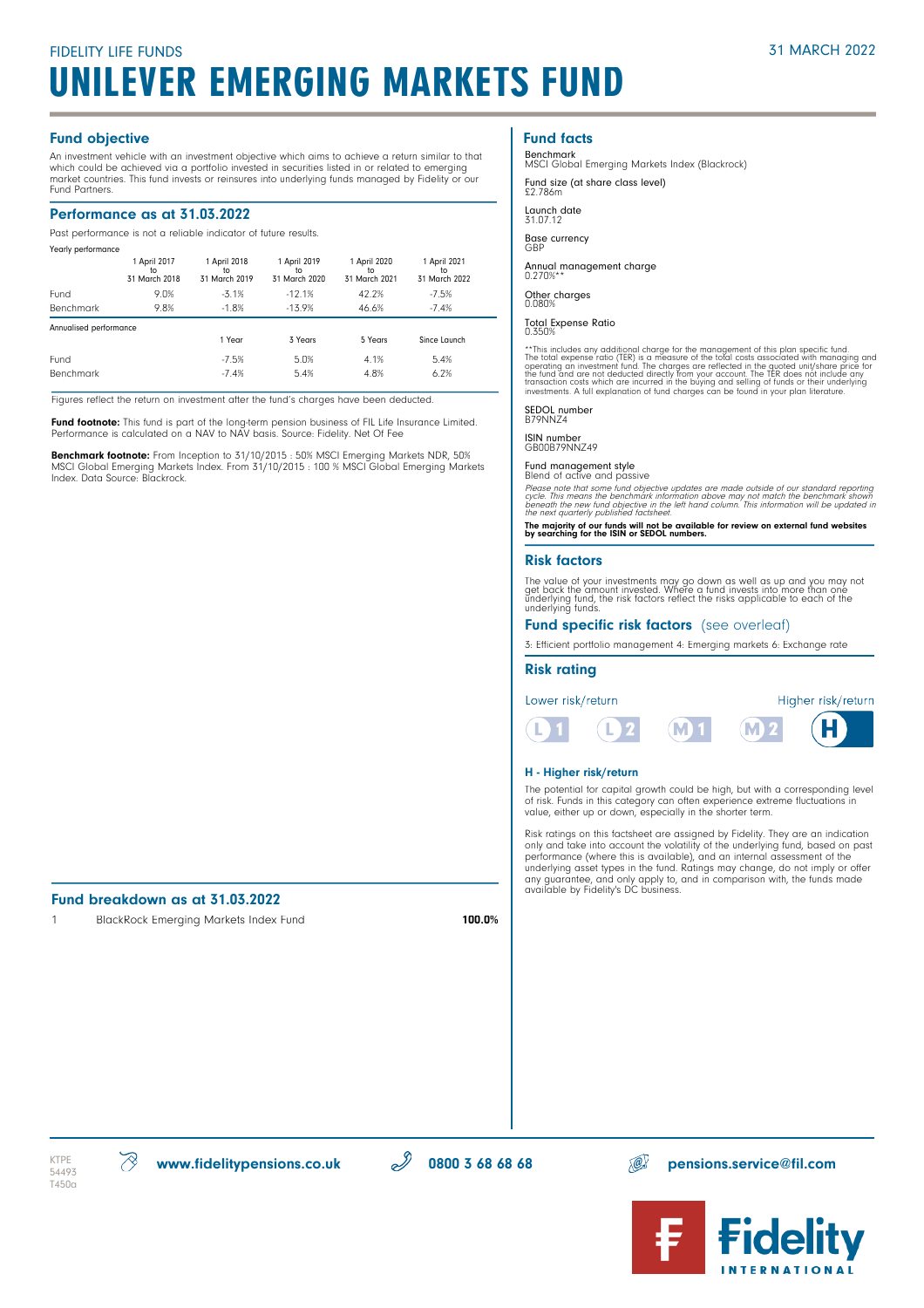FIDELITY LIFE FUNDS

31 MARCH 2022

# UNILEVER EMERGING MARKETS FUND

## Fund objective

An investment vehicle with an investment objective which aims to achieve a return similar to that which could be achieved via a portfolio invested in securities listed in or related to emerging market countries. This fund invests or reinsures into underlying funds managed by Fidelity or our Fund Partners.

## Performance as at 31.03.2022

Past performance is not a reliable indicator of future results.

Yearly performance

| | 1 April 2017 to 31 March 2018 | 1 April 2018 to 31 March 2019 | 1 April 2019 to 31 March 2020 | 1 April 2020 to 31 March 2021 | 1 April 2021 to 31 March 2022 |
|---|---|---|---|---|---|
| Fund | 9.0% | -3.1% | -12.1% | 42.2% | -7.5% |
| Benchmark | 9.8% | -1.8% | -13.9% | 46.6% | -7.4% |

Annualised performance

| | 1 Year | 3 Years | 5 Years | Since Launch |
|---|---|---|---|---|
| Fund | -7.5% | 5.0% | 4.1% | 5.4% |
| Benchmark | -7.4% | 5.4% | 4.8% | 6.2% |

Figures reflect the return on investment after the fund's charges have been deducted.

**Fund footnote:** This fund is part of the long-term pension business of FIL Life Insurance Limited. Performance is calculated on a NAV to NAV basis. Source: Fidelity. Net Of Fee

**Benchmark footnote:** From Inception to 31/10/2015 : 50% MSCI Emerging Markets NDR, 50% MSCI Global Emerging Markets Index. From 31/10/2015 : 100 % MSCI Global Emerging Markets Index. Data Source: Blackrock.

## Fund breakdown as at 31.03.2022

| | | |
|---|---|---|
| 1 | BlackRock Emerging Markets Index Fund | **100.0%** |

## Fund facts

Benchmark
MSCI Global Emerging Markets Index (Blackrock)

Fund size (at share class level)
£2.786m

Launch date
31.07.12

Base currency
GBP

Annual management charge
0.270%**

Other charges
0.080%

Total Expense Ratio
0.350%

**This includes any additional charge for the management of this plan specific fund.
The total expense ratio (TER) is a measure of the total costs associated with managing and operating an investment fund. The charges are reflected in the quoted unit/share price for the fund and are not deducted directly from your account. The TER does not include any transaction costs which are incurred in the buying and selling of funds or their underlying investments. A full explanation of fund charges can be found in your plan literature.

SEDOL number
B79NNZ4

ISIN number
GB00B79NNZ49

Fund management style
Blend of active and passive

*Please note that some fund objective updates are made outside of our standard reporting cycle. This means the benchmark information above may not match the benchmark shown beneath the new fund objective in the left hand column. This information will be updated in the next quarterly published factsheet.*

**The majority of our funds will not be available for review on external fund websites by searching for the ISIN or SEDOL numbers.**

## Risk factors

The value of your investments may go down as well as up and you may not get back the amount invested. Where a fund invests into more than one underlying fund, the risk factors reflect the risks applicable to each of the underlying funds.

## Fund specific risk factors (see overleaf)

3: Efficient portfolio management 4: Emerging markets 6: Exchange rate

## Risk rating

Lower risk/return — Higher risk/return

L1 L2 M1 M2 **H**

### H - Higher risk/return

The potential for capital growth could be high, but with a corresponding level of risk. Funds in this category can often experience extreme fluctuations in value, either up or down, especially in the shorter term.

Risk ratings on this factsheet are assigned by Fidelity. They are an indication only and take into account the volatility of the underlying fund, based on past performance (where this is available), and an internal assessment of the underlying asset types in the fund. Ratings may change, do not imply or offer any guarantee, and only apply to, and in comparison with, the funds made available by Fidelity's DC business.

KTPE
54493
T450a

**www.fidelitypensions.co.uk** **0800 3 68 68 68** **pensions.service@fil.com**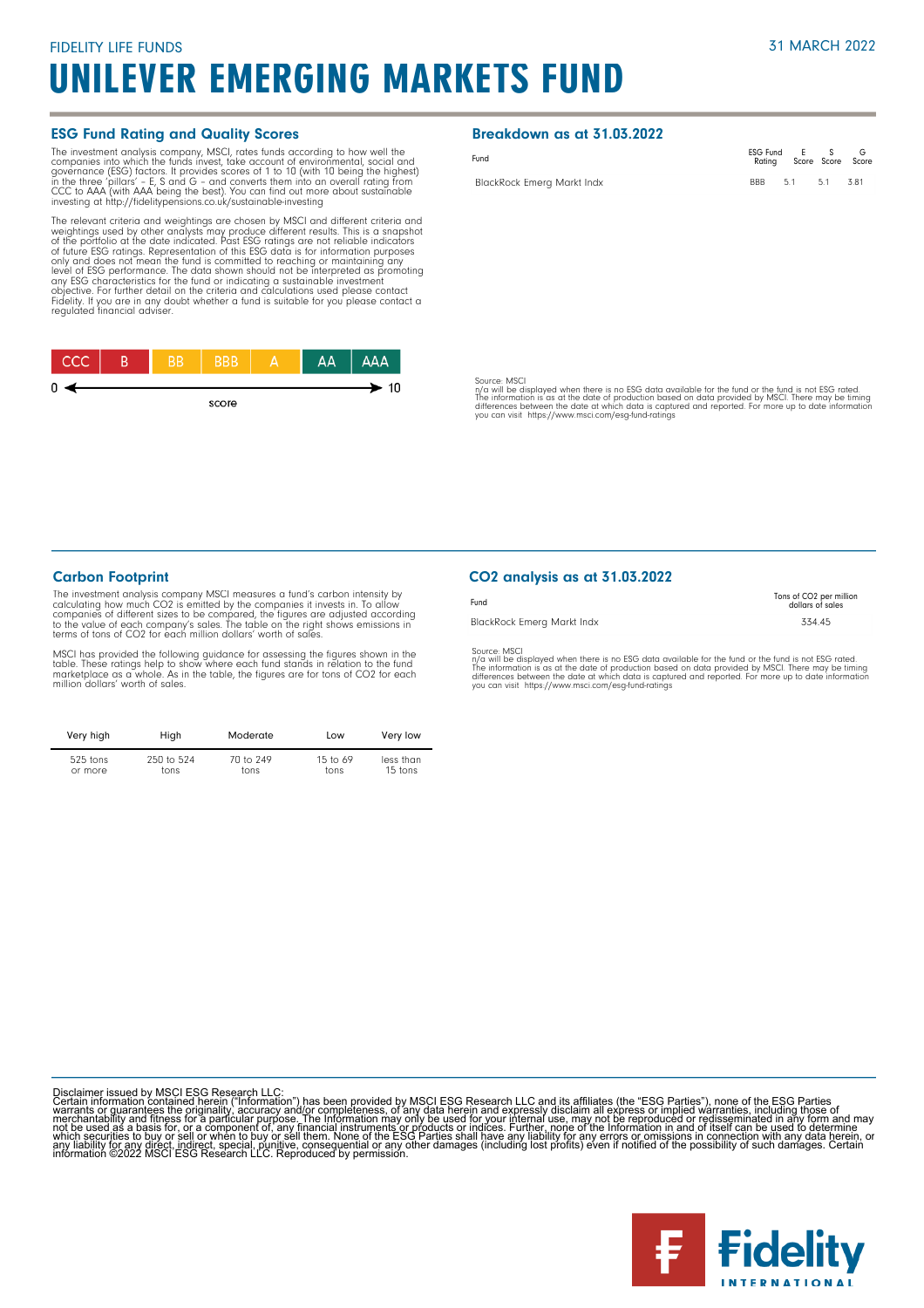FIDELITY LIFE FUNDS

31 MARCH 2022

# UNILEVER EMERGING MARKETS FUND

## ESG Fund Rating and Quality Scores

The investment analysis company, MSCI, rates funds according to how well the companies into which the funds invest, take account of environmental, social and governance (ESG) factors. It provides scores of 1 to 10 (with 10 being the highest) in the three 'pillars' – E, S and G – and converts them into an overall rating from CCC to AAA (with AAA being the best). You can find out more about sustainable investing at http://fidelitypensions.co.uk/sustainable-investing

The relevant criteria and weightings are chosen by MSCI and different criteria and weightings used by other analysts may produce different results. This is a snapshot of the portfolio at the date indicated. Past ESG ratings are not reliable indicators of future ESG ratings. Representation of this ESG data is for information purposes only and does not mean the fund is committed to reaching or maintaining any level of ESG performance. The data shown should not be interpreted as promoting any ESG characteristics for the fund or indicating a sustainable investment objective. For further detail on the criteria and calculations used please contact Fidelity. If you are in any doubt whether a fund is suitable for you please contact a regulated financial adviser.

| CCC | B | BB | BBB | A | AA | AAA |
|---|---|---|---|---|---|---|

0 ← score → 10

## Breakdown as at 31.03.2022

| Fund | ESG Fund Rating | E Score | S Score | G Score |
|---|---|---|---|---|
| BlackRock Emerg Markt Indx | BBB | 5.1 | 5.1 | 3.81 |

Source: MSCI
n/a will be displayed when there is no ESG data available for the fund or the fund is not ESG rated.
The information is as at the date of production based on data provided by MSCI. There may be timing differences between the date at which data is captured and reported. For more up to date information you can visit https://www.msci.com/esg-fund-ratings

## Carbon Footprint

The investment analysis company MSCI measures a fund's carbon intensity by calculating how much $CO_2$ is emitted by the companies it invests in. To allow companies of different sizes to be compared, the figures are adjusted according to the value of each company's sales. The table on the right shows emissions in terms of tons of $CO_2$ for each million dollars' worth of sales.

MSCI has provided the following guidance for assessing the figures shown in the table. These ratings help to show where each fund stands in relation to the fund marketplace as a whole. As in the table, the figures are for tons of $CO_2$ for each million dollars' worth of sales.

| Very high | High | Moderate | Low | Very low |
|---|---|---|---|---|
| 525 tons or more | 250 to 524 tons | 70 to 249 tons | 15 to 69 tons | less than 15 tons |

## $CO_2$ analysis as at 31.03.2022

| Fund | Tons of $CO_2$ per million dollars of sales |
|---|---|
| BlackRock Emerg Markt Indx | 334.45 |

Source: MSCI
n/a will be displayed when there is no ESG data available for the fund or the fund is not ESG rated.
The information is as at the date of production based on data provided by MSCI. There may be timing differences between the date at which data is captured and reported. For more up to date information you can visit https://www.msci.com/esg-fund-ratings

Disclaimer issued by MSCI ESG Research LLC:
Certain information contained herein ("Information") has been provided by MSCI ESG Research LLC and its affiliates (the "ESG Parties"), none of the ESG Parties warrants or guarantees the originality, accuracy and/or completeness, of any data herein and expressly disclaim all express or implied warranties, including those of merchantability and fitness for a particular purpose. The Information may only be used for your internal use, may not be reproduced or redisseminated in any form and may not be used as a basis for, or a component of, any financial instruments or products or indices. Further, none of the Information in and of itself can be used to determine which securities to buy or sell or when to buy or sell them. None of the ESG Parties shall have any liability for any errors or omissions in connection with any data herein, or any liability for any direct, indirect, special, punitive, consequential or any other damages (including lost profits) even if notified of the possibility of such damages. Certain information ©2022 MSCI ESG Research LLC. Reproduced by permission.

Fidelity INTERNATIONAL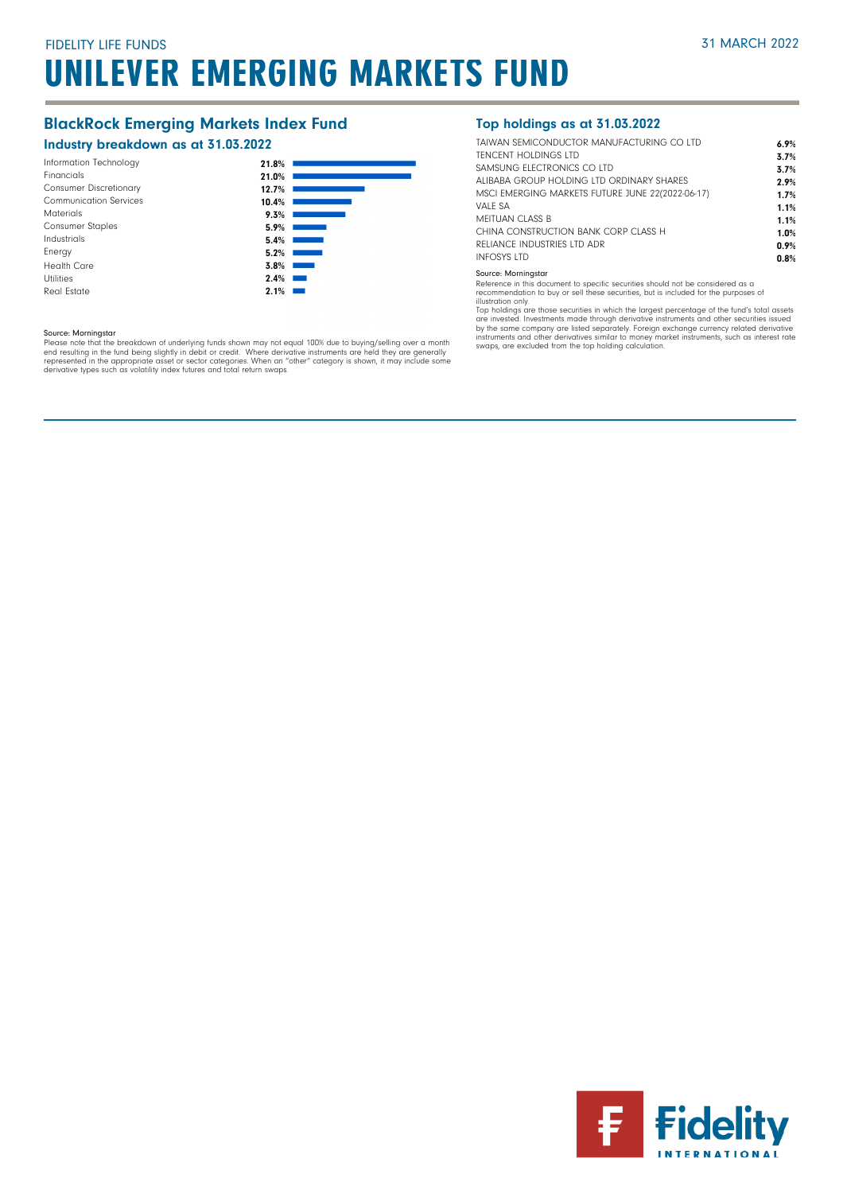FIDELITY LIFE FUNDS

31 MARCH 2022

# UNILEVER EMERGING MARKETS FUND

## BlackRock Emerging Markets Index Fund

### Industry breakdown as at 31.03.2022

| Industry | % |
|---|---|
| Information Technology | 21.8% |
| Financials | 21.0% |
| Consumer Discretionary | 12.7% |
| Communication Services | 10.4% |
| Materials | 9.3% |
| Consumer Staples | 5.9% |
| Industrials | 5.4% |
| Energy | 5.2% |
| Health Care | 3.8% |
| Utilities | 2.4% |
| Real Estate | 2.1% |

Source: Morningstar

Please note that the breakdown of underlying funds shown may not equal 100% due to buying/selling over a month end resulting in the fund being slightly in debit or credit. Where derivative instruments are held they are generally represented in the appropriate asset or sector categories. When an "other" category is shown, it may include some derivative types such as volatility index futures and total return swaps.

## Top holdings as at 31.03.2022

| Holding | % |
|---|---|
| TAIWAN SEMICONDUCTOR MANUFACTURING CO LTD | 6.9% |
| TENCENT HOLDINGS LTD | 3.7% |
| SAMSUNG ELECTRONICS CO LTD | 3.7% |
| ALIBABA GROUP HOLDING LTD ORDINARY SHARES | 2.9% |
| MSCI EMERGING MARKETS FUTURE JUNE 22(2022-06-17) | 1.7% |
| VALE SA | 1.1% |
| MEITUAN CLASS B | 1.1% |
| CHINA CONSTRUCTION BANK CORP CLASS H | 1.0% |
| RELIANCE INDUSTRIES LTD ADR | 0.9% |
| INFOSYS LTD | 0.8% |

Source: Morningstar

Reference in this document to specific securities should not be considered as a recommendation to buy or sell these securities, but is included for the purposes of illustration only.

Top holdings are those securities in which the largest percentage of the fund's total assets are invested. Investments made through derivative instruments and other securities issued by the same company are listed separately. Foreign exchange currency related derivative instruments and other derivatives similar to money market instruments, such as interest rate swaps, are excluded from the top holding calculation.

Fidelity INTERNATIONAL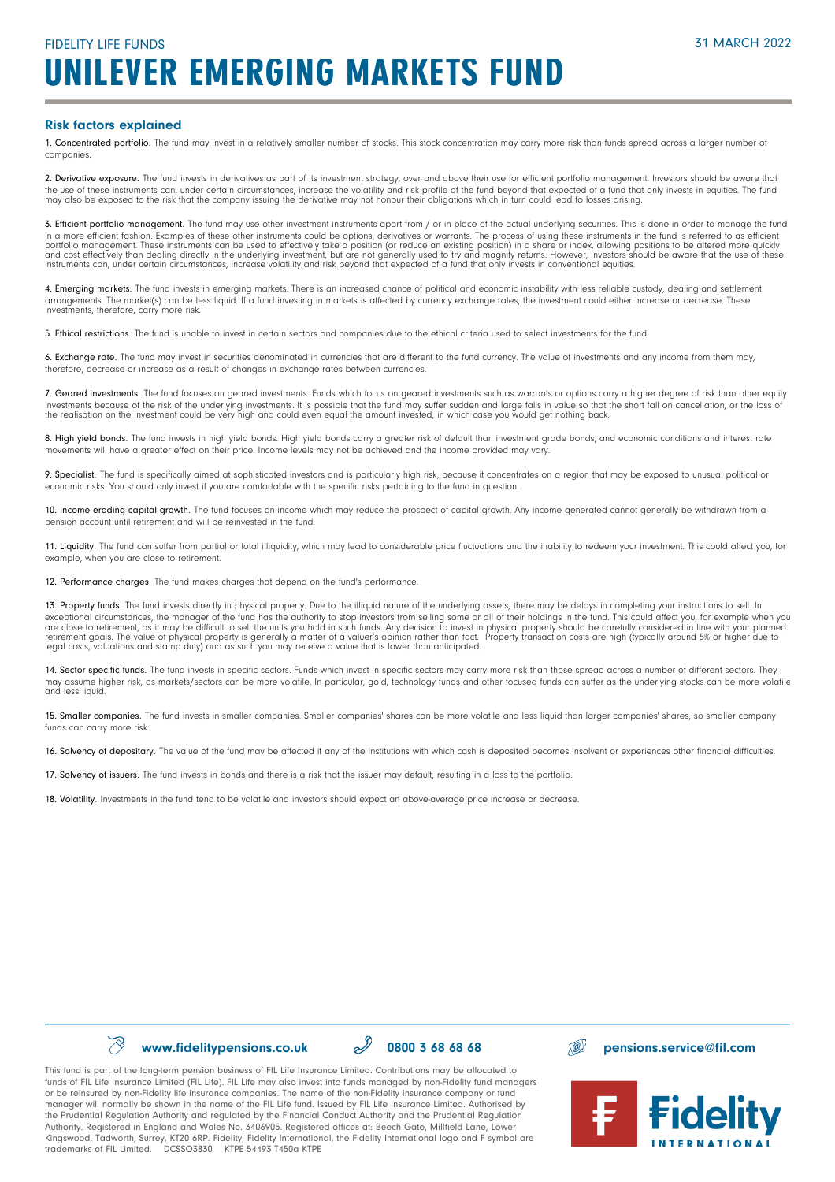## Risk factors explained

1. **Concentrated portfolio.** The fund may invest in a relatively smaller number of stocks. This stock concentration may carry more risk than funds spread across a larger number of companies.

2. **Derivative exposure.** The fund invests in derivatives as part of its investment strategy, over and above their use for efficient portfolio management. Investors should be aware that the use of these instruments can, under certain circumstances, increase the volatility and risk profile of the fund beyond that expected of a fund that only invests in equities. The fund may also be exposed to the risk that the company issuing the derivative may not honour their obligations which in turn could lead to losses arising.

3. **Efficient portfolio management.** The fund may use other investment instruments apart from / or in place of the actual underlying securities. This is done in order to manage the fund in a more efficient fashion. Examples of these other instruments could be options, derivatives or warrants. The process of using these instruments in the fund is referred to as efficient portfolio management. These instruments can be used to effectively take a position (or reduce an existing position) in a share or index, allowing positions to be altered more quickly and cost effectively than dealing directly in the underlying investment, but are not generally used to try and magnify returns. However, investors should be aware that the use of these instruments can, under certain circumstances, increase volatility and risk beyond that expected of a fund that only invests in conventional equities.

4. **Emerging markets.** The fund invests in emerging markets. There is an increased chance of political and economic instability with less reliable custody, dealing and settlement arrangements. The market(s) can be less liquid. If a fund investing in markets is affected by currency exchange rates, the investment could either increase or decrease. These investments, therefore, carry more risk.

5. **Ethical restrictions.** The fund is unable to invest in certain sectors and companies due to the ethical criteria used to select investments for the fund.

6. **Exchange rate.** The fund may invest in securities denominated in currencies that are different to the fund currency. The value of investments and any income from them may, therefore, decrease or increase as a result of changes in exchange rates between currencies.

7. **Geared investments.** The fund focuses on geared investments. Funds which focus on geared investments such as warrants or options carry a higher degree of risk than other equity investments because of the risk of the underlying investments. It is possible that the fund may suffer sudden and large falls in value so that the short fall on cancellation, or the loss of the realisation on the investment could be very high and could even equal the amount invested, in which case you would get nothing back.

8. **High yield bonds.** The fund invests in high yield bonds. High yield bonds carry a greater risk of default than investment grade bonds, and economic conditions and interest rate movements will have a greater effect on their price. Income levels may not be achieved and the income provided may vary.

9. **Specialist.** The fund is specifically aimed at sophisticated investors and is particularly high risk, because it concentrates on a region that may be exposed to unusual political or economic risks. You should only invest if you are comfortable with the specific risks pertaining to the fund in question.

10. **Income eroding capital growth.** The fund focuses on income which may reduce the prospect of capital growth. Any income generated cannot generally be withdrawn from a pension account until retirement and will be reinvested in the fund.

11. **Liquidity.** The fund can suffer from partial or total illiquidity, which may lead to considerable price fluctuations and the inability to redeem your investment. This could affect you, for example, when you are close to retirement.

12. **Performance charges.** The fund makes charges that depend on the fund's performance.

13. **Property funds.** The fund invests directly in physical property. Due to the illiquid nature of the underlying assets, there may be delays in completing your instructions to sell. In exceptional circumstances, the manager of the fund has the authority to stop investors from selling some or all of their holdings in the fund. This could affect you, for example when you are close to retirement, as it may be difficult to sell the units you hold in such funds. Any decision to invest in physical property should be carefully considered in line with your planned retirement goals. The value of physical property is generally a matter of a valuer's opinion rather than fact. Property transaction costs are high (typically around 5% or higher due to legal costs, valuations and stamp duty) and as such you may receive a value that is lower than anticipated.

14. **Sector specific funds.** The fund invests in specific sectors. Funds which invest in specific sectors may carry more risk than those spread across a number of different sectors. They may assume higher risk, as markets/sectors can be more volatile. In particular, gold, technology funds and other focused funds can suffer as the underlying stocks can be more volatile and less liquid.

15. **Smaller companies.** The fund invests in smaller companies. Smaller companies' shares can be more volatile and less liquid than larger companies' shares, so smaller company funds can carry more risk.

16. **Solvency of depositary.** The value of the fund may be affected if any of the institutions with which cash is deposited becomes insolvent or experiences other financial difficulties.

17. **Solvency of issuers.** The fund invests in bonds and there is a risk that the issuer may default, resulting in a loss to the portfolio.

18. **Volatility.** Investments in the fund tend to be volatile and investors should expect an above-average price increase or decrease.

**www.fidelitypensions.co.uk** **0800 3 68 68 68** **pensions.service@fil.com**

This fund is part of the long-term pension business of FIL Life Insurance Limited. Contributions may be allocated to funds of FIL Life Insurance Limited (FIL Life). FIL Life may also invest into funds managed by non-Fidelity fund managers or be reinsured by non-Fidelity life insurance companies. The name of the non-Fidelity insurance company or fund manager will normally be shown in the name of the FIL Life fund. Issued by FIL Life Insurance Limited. Authorised by the Prudential Regulation Authority and regulated by the Financial Conduct Authority and the Prudential Regulation Authority. Registered in England and Wales No. 3406905. Registered offices at: Beech Gate, Millfield Lane, Lower Kingswood, Tadworth, Surrey, KT20 6RP. Fidelity, Fidelity International, the Fidelity International logo and F symbol are trademarks of FIL Limited. DCSSO3830 KTPE 54493 T450a KTPE